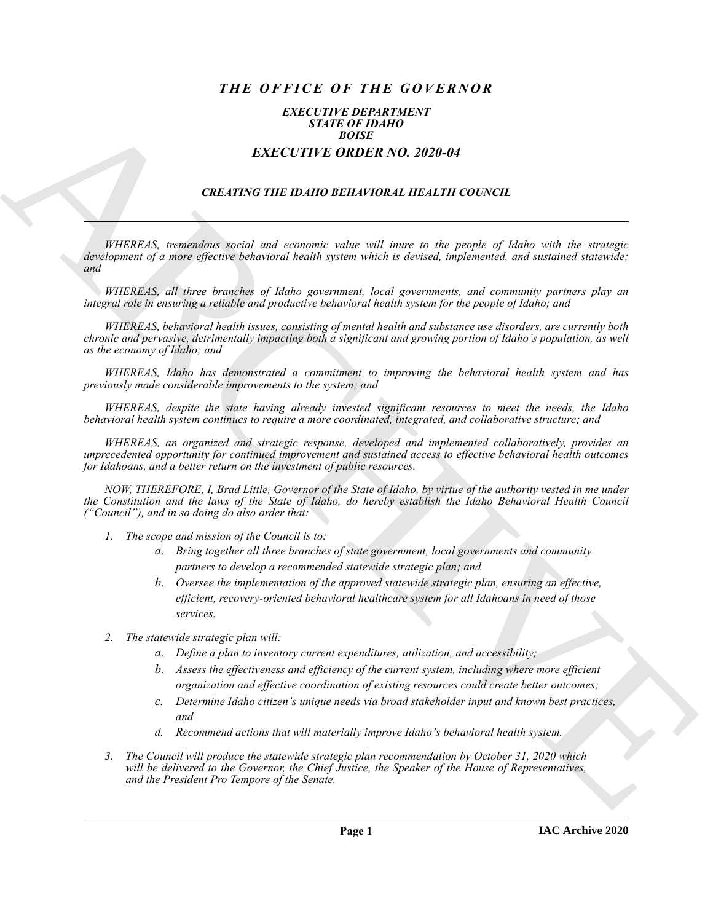# *THE OFFICE OF THE GOVERNOR*

## *EXECUTIVE DEPARTMENT*
## *STATE OF IDAHO*
## *BOISE*

# *EXECUTIVE ORDER NO. 2020-04*

## *CREATING THE IDAHO BEHAVIORAL HEALTH COUNCIL*

---

*WHEREAS, tremendous social and economic value will inure to the people of Idaho with the strategic development of a more effective behavioral health system which is devised, implemented, and sustained statewide; and*

*WHEREAS, all three branches of Idaho government, local governments, and community partners play an integral role in ensuring a reliable and productive behavioral health system for the people of Idaho; and*

*WHEREAS, behavioral health issues, consisting of mental health and substance use disorders, are currently both chronic and pervasive, detrimentally impacting both a significant and growing portion of Idaho's population, as well as the economy of Idaho; and*

*WHEREAS, Idaho has demonstrated a commitment to improving the behavioral health system and has previously made considerable improvements to the system; and*

*WHEREAS, despite the state having already invested significant resources to meet the needs, the Idaho behavioral health system continues to require a more coordinated, integrated, and collaborative structure; and*

*WHEREAS, an organized and strategic response, developed and implemented collaboratively, provides an unprecedented opportunity for continued improvement and sustained access to effective behavioral health outcomes for Idahoans, and a better return on the investment of public resources.*

*NOW, THEREFORE, I, Brad Little, Governor of the State of Idaho, by virtue of the authority vested in me under the Constitution and the laws of the State of Idaho, do hereby establish the Idaho Behavioral Health Council ("Council"), and in so doing do also order that:*

1. *The scope and mission of the Council is to:*
    a. *Bring together all three branches of state government, local governments and community partners to develop a recommended statewide strategic plan; and*
    b. *Oversee the implementation of the approved statewide strategic plan, ensuring an effective, efficient, recovery-oriented behavioral healthcare system for all Idahoans in need of those services.*

2. *The statewide strategic plan will:*
    a. *Define a plan to inventory current expenditures, utilization, and accessibility;*
    b. *Assess the effectiveness and efficiency of the current system, including where more efficient organization and effective coordination of existing resources could create better outcomes;*
    c. *Determine Idaho citizen's unique needs via broad stakeholder input and known best practices, and*
    d. *Recommend actions that will materially improve Idaho's behavioral health system.*

3. *The Council will produce the statewide strategic plan recommendation by October 31, 2020 which will be delivered to the Governor, the Chief Justice, the Speaker of the House of Representatives, and the President Pro Tempore of the Senate.*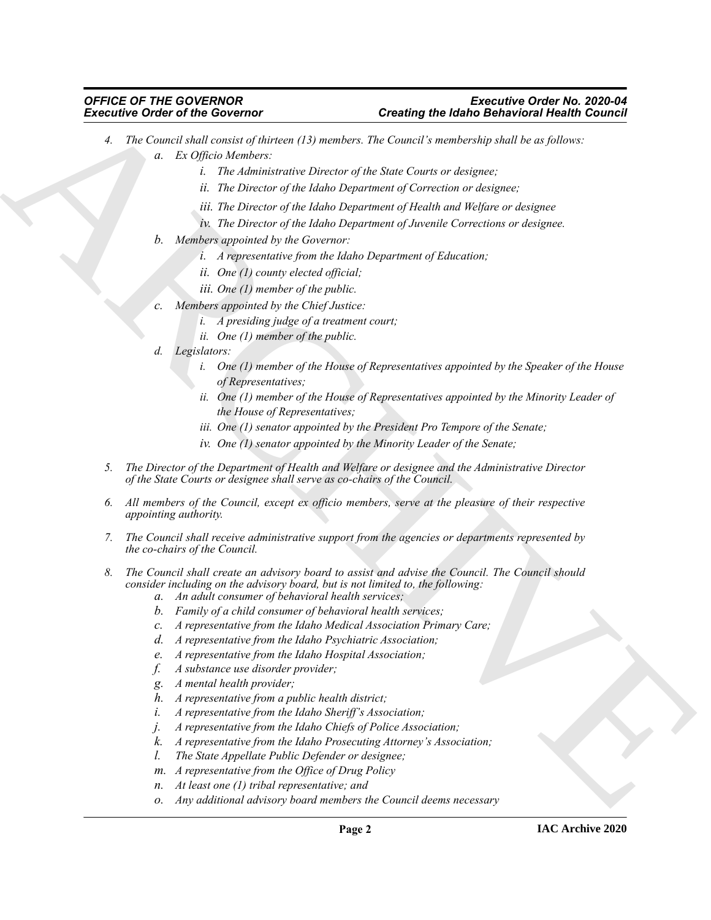4. *The Council shall consist of thirteen (13) members. The Council's membership shall be as follows:*
   a. *Ex Officio Members:*
      i. *The Administrative Director of the State Courts or designee;*
      ii. *The Director of the Idaho Department of Correction or designee;*
      iii. *The Director of the Idaho Department of Health and Welfare or designee*
      iv. *The Director of the Idaho Department of Juvenile Corrections or designee.*
   b. *Members appointed by the Governor:*
      i. *A representative from the Idaho Department of Education;*
      ii. *One (1) county elected official;*
      iii. *One (1) member of the public.*
   c. *Members appointed by the Chief Justice:*
      i. *A presiding judge of a treatment court;*
      ii. *One (1) member of the public.*
   d. *Legislators:*
      i. *One (1) member of the House of Representatives appointed by the Speaker of the House of Representatives;*
      ii. *One (1) member of the House of Representatives appointed by the Minority Leader of the House of Representatives;*
      iii. *One (1) senator appointed by the President Pro Tempore of the Senate;*
      iv. *One (1) senator appointed by the Minority Leader of the Senate;*

5. *The Director of the Department of Health and Welfare or designee and the Administrative Director of the State Courts or designee shall serve as co-chairs of the Council.*

6. *All members of the Council, except ex officio members, serve at the pleasure of their respective appointing authority.*

7. *The Council shall receive administrative support from the agencies or departments represented by the co-chairs of the Council.*

8. *The Council shall create an advisory board to assist and advise the Council. The Council should consider including on the advisory board, but is not limited to, the following:*
   a. *An adult consumer of behavioral health services;*
   b. *Family of a child consumer of behavioral health services;*
   c. *A representative from the Idaho Medical Association Primary Care;*
   d. *A representative from the Idaho Psychiatric Association;*
   e. *A representative from the Idaho Hospital Association;*
   f. *A substance use disorder provider;*
   g. *A mental health provider;*
   h. *A representative from a public health district;*
   i. *A representative from the Idaho Sheriff's Association;*
   j. *A representative from the Idaho Chiefs of Police Association;*
   k. *A representative from the Idaho Prosecuting Attorney's Association;*
   l. *The State Appellate Public Defender or designee;*
   m. *A representative from the Office of Drug Policy*
   n. *At least one (1) tribal representative; and*
   o. *Any additional advisory board members the Council deems necessary*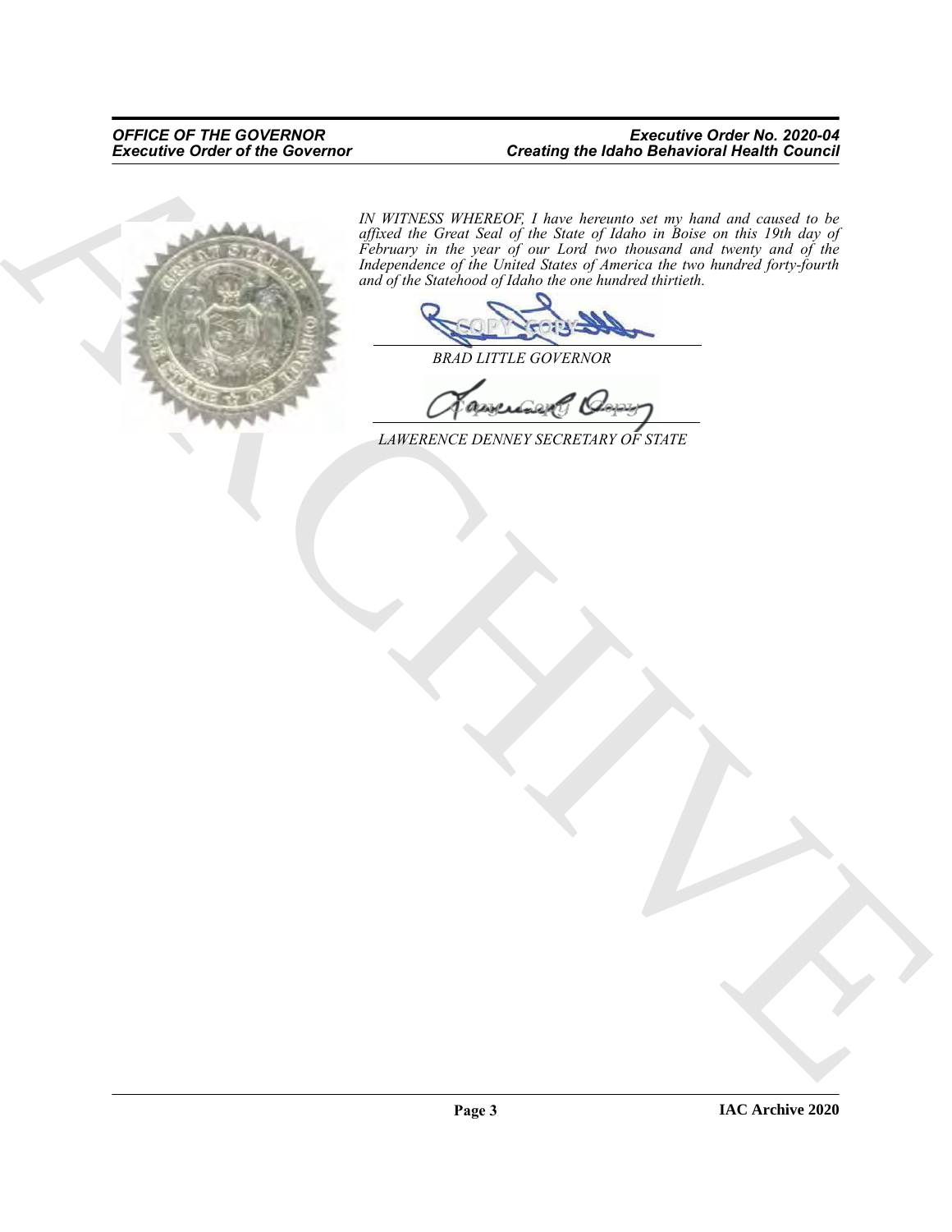*IN WITNESS WHEREOF, I have hereunto set my hand and caused to be affixed the Great Seal of the State of Idaho in Boise on this 19th day of February in the year of our Lord two thousand and twenty and of the Independence of the United States of America the two hundred forty-fourth and of the Statehood of Idaho the one hundred thirtieth.*

*BRAD LITTLE GOVERNOR*

*LAWERENCE DENNEY SECRETARY OF STATE*